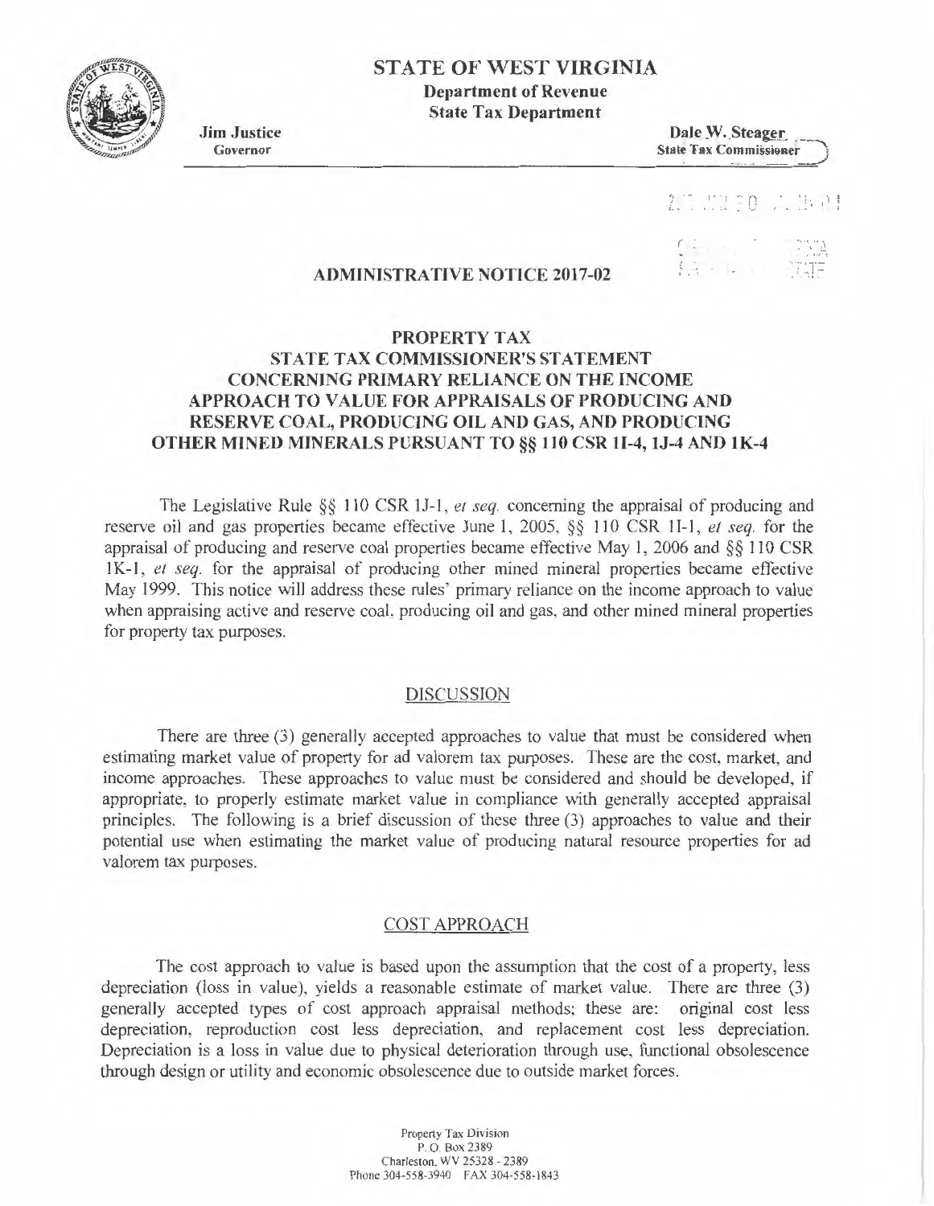# STATE OF WEST VIRGINIA

**Department of Revenue**
**State Tax Department**

**Jim Justice**
Governor

**Dale W. Steager**
State Tax Commissioner

## ADMINISTRATIVE NOTICE 2017-02

## PROPERTY TAX
## STATE TAX COMMISSIONER'S STATEMENT CONCERNING PRIMARY RELIANCE ON THE INCOME APPROACH TO VALUE FOR APPRAISALS OF PRODUCING AND RESERVE COAL, PRODUCING OIL AND GAS, AND PRODUCING OTHER MINED MINERALS PURSUANT TO §§ 110 CSR 1I-4, 1J-4 AND 1K-4

The Legislative Rule §§ 110 CSR 1J-1, *et seq.* concerning the appraisal of producing and reserve oil and gas properties became effective June 1, 2005, §§ 110 CSR 1I-1, *et seq.* for the appraisal of producing and reserve coal properties became effective May 1, 2006 and §§ 110 CSR 1K-1, *et seq.* for the appraisal of producing other mined mineral properties became effective May 1999. This notice will address these rules' primary reliance on the income approach to value when appraising active and reserve coal, producing oil and gas, and other mined mineral properties for property tax purposes.

### DISCUSSION

There are three (3) generally accepted approaches to value that must be considered when estimating market value of property for ad valorem tax purposes. These are the cost, market, and income approaches. These approaches to value must be considered and should be developed, if appropriate, to properly estimate market value in compliance with generally accepted appraisal principles. The following is a brief discussion of these three (3) approaches to value and their potential use when estimating the market value of producing natural resource properties for ad valorem tax purposes.

### COST APPROACH

The cost approach to value is based upon the assumption that the cost of a property, less depreciation (loss in value), yields a reasonable estimate of market value. There are three (3) generally accepted types of cost approach appraisal methods; these are: original cost less depreciation, reproduction cost less depreciation, and replacement cost less depreciation. Depreciation is a loss in value due to physical deterioration through use, functional obsolescence through design or utility and economic obsolescence due to outside market forces.

Property Tax Division
P. O. Box 2389
Charleston, WV 25328 - 2389
Phone 304-558-3940 FAX 304-558-1843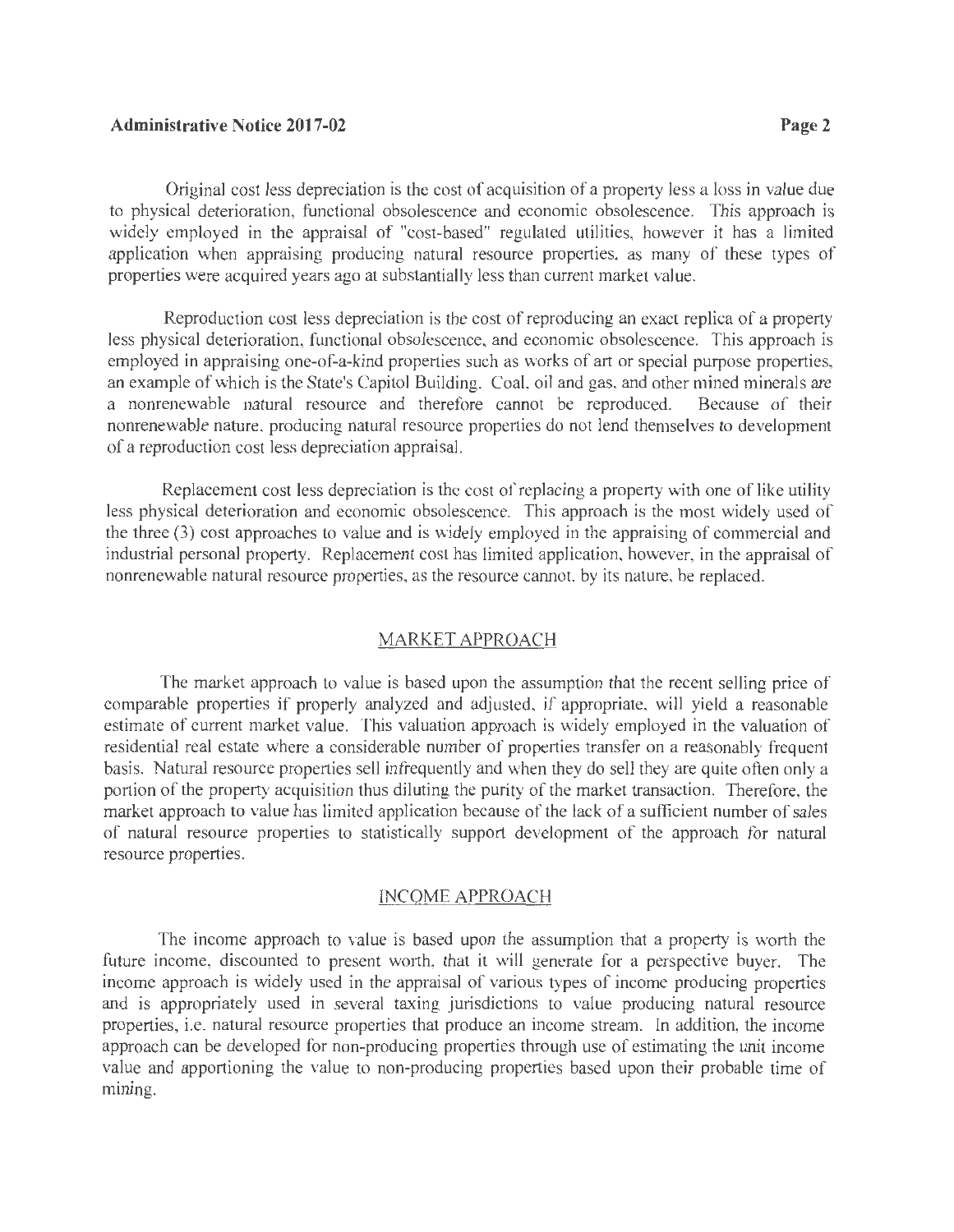Original cost less depreciation is the cost of acquisition of a property less a loss in value due to physical deterioration, functional obsolescence and economic obsolescence. This approach is widely employed in the appraisal of "cost-based" regulated utilities, however it has a limited application when appraising producing natural resource properties, as many of these types of properties were acquired years ago at substantially less than current market value.

Reproduction cost less depreciation is the cost of reproducing an exact replica of a property less physical deterioration, functional obsolescence, and economic obsolescence. This approach is employed in appraising one-of-a-kind properties such as works of art or special purpose properties, an example of which is the State's Capitol Building. Coal, oil and gas, and other mined minerals are a nonrenewable natural resource and therefore cannot be reproduced. Because of their nonrenewable nature, producing natural resource properties do not lend themselves to development of a reproduction cost less depreciation appraisal.

Replacement cost less depreciation is the cost of replacing a property with one of like utility less physical deterioration and economic obsolescence. This approach is the most widely used of the three (3) cost approaches to value and is widely employed in the appraising of commercial and industrial personal property. Replacement cost has limited application, however, in the appraisal of nonrenewable natural resource properties, as the resource cannot, by its nature, be replaced.

## MARKET APPROACH

The market approach to value is based upon the assumption that the recent selling price of comparable properties if properly analyzed and adjusted, if appropriate, will yield a reasonable estimate of current market value. This valuation approach is widely employed in the valuation of residential real estate where a considerable number of properties transfer on a reasonably frequent basis. Natural resource properties sell infrequently and when they do sell they are quite often only a portion of the property acquisition thus diluting the purity of the market transaction. Therefore, the market approach to value has limited application because of the lack of a sufficient number of sales of natural resource properties to statistically support development of the approach for natural resource properties.

## INCOME APPROACH

The income approach to value is based upon the assumption that a property is worth the future income, discounted to present worth, that it will generate for a perspective buyer. The income approach is widely used in the appraisal of various types of income producing properties and is appropriately used in several taxing jurisdictions to value producing natural resource properties, i.e. natural resource properties that produce an income stream. In addition, the income approach can be developed for non-producing properties through use of estimating the unit income value and apportioning the value to non-producing properties based upon their probable time of mining.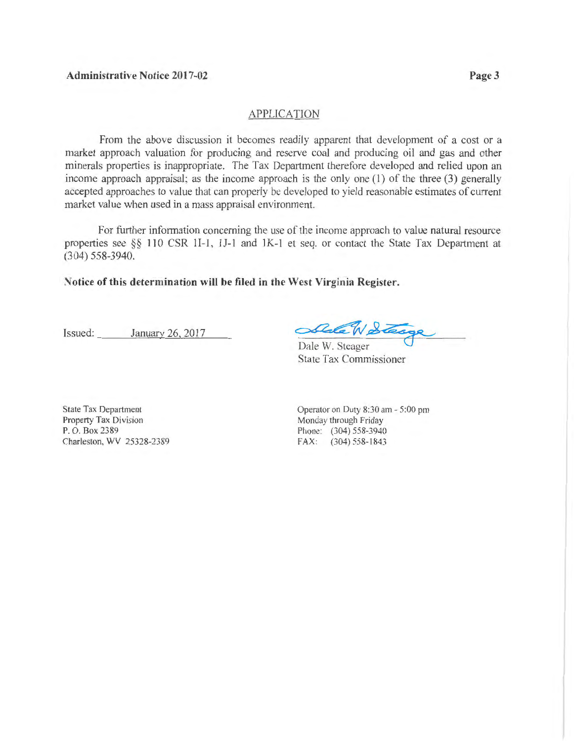## APPLICATION

From the above discussion it becomes readily apparent that development of a cost or a market approach valuation for producing and reserve coal and producing oil and gas and other minerals properties is inappropriate. The Tax Department therefore developed and relied upon an income approach appraisal; as the income approach is the only one (1) of the three (3) generally accepted approaches to value that can properly be developed to yield reasonable estimates of current market value when used in a mass appraisal environment.

For further information concerning the use of the income approach to value natural resource properties see §§ 110 CSR 1I-1, 1J-1 and 1K-1 et seq. or contact the State Tax Department at (304) 558-3940.

**Notice of this determination will be filed in the West Virginia Register.**

Issued: January 26, 2017

Dale W. Steager
State Tax Commissioner

State Tax Department
Property Tax Division
P. O. Box 2389
Charleston, WV 25328-2389

Operator on Duty 8:30 am - 5:00 pm
Monday through Friday
Phone: (304) 558-3940
FAX: (304) 558-1843